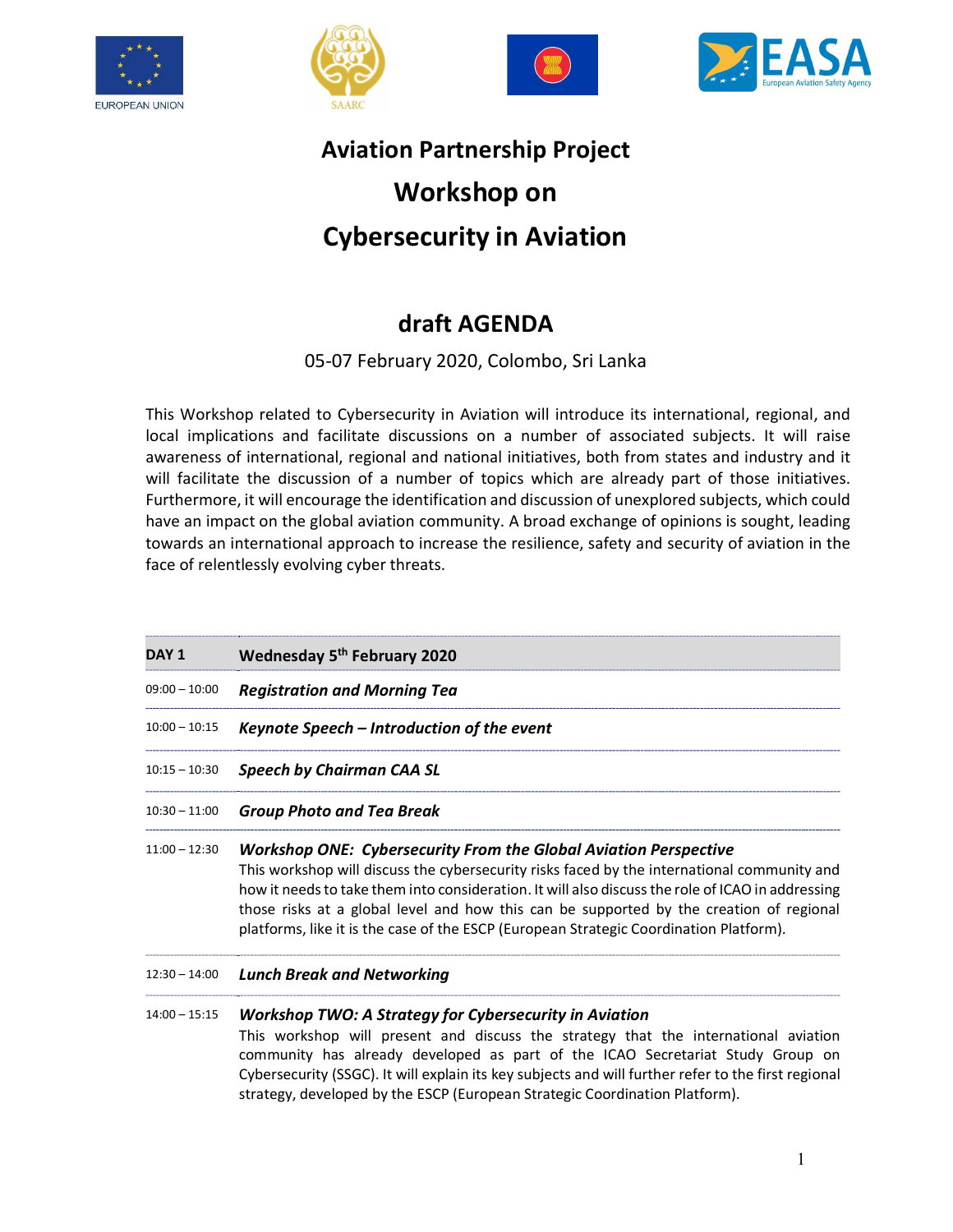# Aviation Partnership Project

# Workshop on

# Cybersecurity in Aviation

## draft AGENDA

05-07 February 2020, Colombo, Sri Lanka

This Workshop related to Cybersecurity in Aviation will introduce its international, regional, and local implications and facilitate discussions on a number of associated subjects. It will raise awareness of international, regional and national initiatives, both from states and industry and it will facilitate the discussion of a number of topics which are already part of those initiatives. Furthermore, it will encourage the identification and discussion of unexplored subjects, which could have an impact on the global aviation community. A broad exchange of opinions is sought, leading towards an international approach to increase the resilience, safety and security of aviation in the face of relentlessly evolving cyber threats.

| **DAY 1** | **Wednesday 5th February 2020** |
|---|---|
| 09:00 – 10:00 | ***Registration and Morning Tea*** |
| 10:00 – 10:15 | ***Keynote Speech – Introduction of the event*** |
| 10:15 – 10:30 | ***Speech by Chairman CAA SL*** |
| 10:30 – 11:00 | ***Group Photo and Tea Break*** |
| 11:00 – 12:30 | ***Workshop ONE: Cybersecurity From the Global Aviation Perspective*** This workshop will discuss the cybersecurity risks faced by the international community and how it needs to take them into consideration. It will also discuss the role of ICAO in addressing those risks at a global level and how this can be supported by the creation of regional platforms, like it is the case of the ESCP (European Strategic Coordination Platform). |
| 12:30 – 14:00 | ***Lunch Break and Networking*** |
| 14:00 – 15:15 | ***Workshop TWO: A Strategy for Cybersecurity in Aviation*** This workshop will present and discuss the strategy that the international aviation community has already developed as part of the ICAO Secretariat Study Group on Cybersecurity (SSGC). It will explain its key subjects and will further refer to the first regional strategy, developed by the ESCP (European Strategic Coordination Platform). |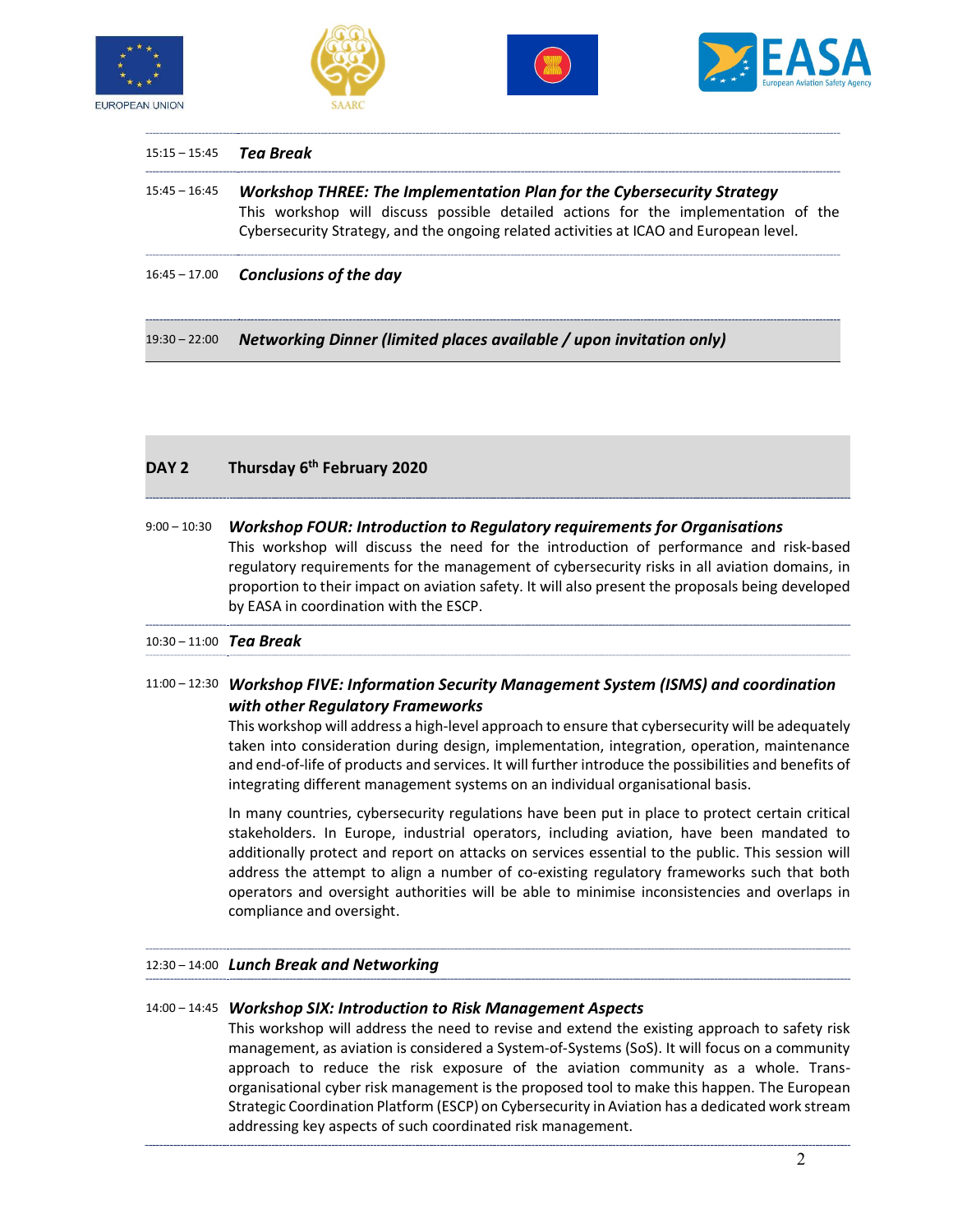15:15 – 15:45 ***Tea Break***

15:45 – 16:45 ***Workshop THREE: The Implementation Plan for the Cybersecurity Strategy***
This workshop will discuss possible detailed actions for the implementation of the Cybersecurity Strategy, and the ongoing related activities at ICAO and European level.

16:45 – 17.00 ***Conclusions of the day***

19:30 – 22:00 ***Networking Dinner (limited places available / upon invitation only)***

## DAY 2 Thursday 6th February 2020

9:00 – 10:30 ***Workshop FOUR: Introduction to Regulatory requirements for Organisations***
This workshop will discuss the need for the introduction of performance and risk-based regulatory requirements for the management of cybersecurity risks in all aviation domains, in proportion to their impact on aviation safety. It will also present the proposals being developed by EASA in coordination with the ESCP.

10:30 – 11:00 ***Tea Break***

11:00 – 12:30 ***Workshop FIVE: Information Security Management System (ISMS) and coordination with other Regulatory Frameworks***
This workshop will address a high-level approach to ensure that cybersecurity will be adequately taken into consideration during design, implementation, integration, operation, maintenance and end-of-life of products and services. It will further introduce the possibilities and benefits of integrating different management systems on an individual organisational basis.

In many countries, cybersecurity regulations have been put in place to protect certain critical stakeholders. In Europe, industrial operators, including aviation, have been mandated to additionally protect and report on attacks on services essential to the public. This session will address the attempt to align a number of co-existing regulatory frameworks such that both operators and oversight authorities will be able to minimise inconsistencies and overlaps in compliance and oversight.

12:30 – 14:00 ***Lunch Break and Networking***

14:00 – 14:45 ***Workshop SIX: Introduction to Risk Management Aspects***
This workshop will address the need to revise and extend the existing approach to safety risk management, as aviation is considered a System-of-Systems (SoS). It will focus on a community approach to reduce the risk exposure of the aviation community as a whole. Trans-organisational cyber risk management is the proposed tool to make this happen. The European Strategic Coordination Platform (ESCP) on Cybersecurity in Aviation has a dedicated work stream addressing key aspects of such coordinated risk management.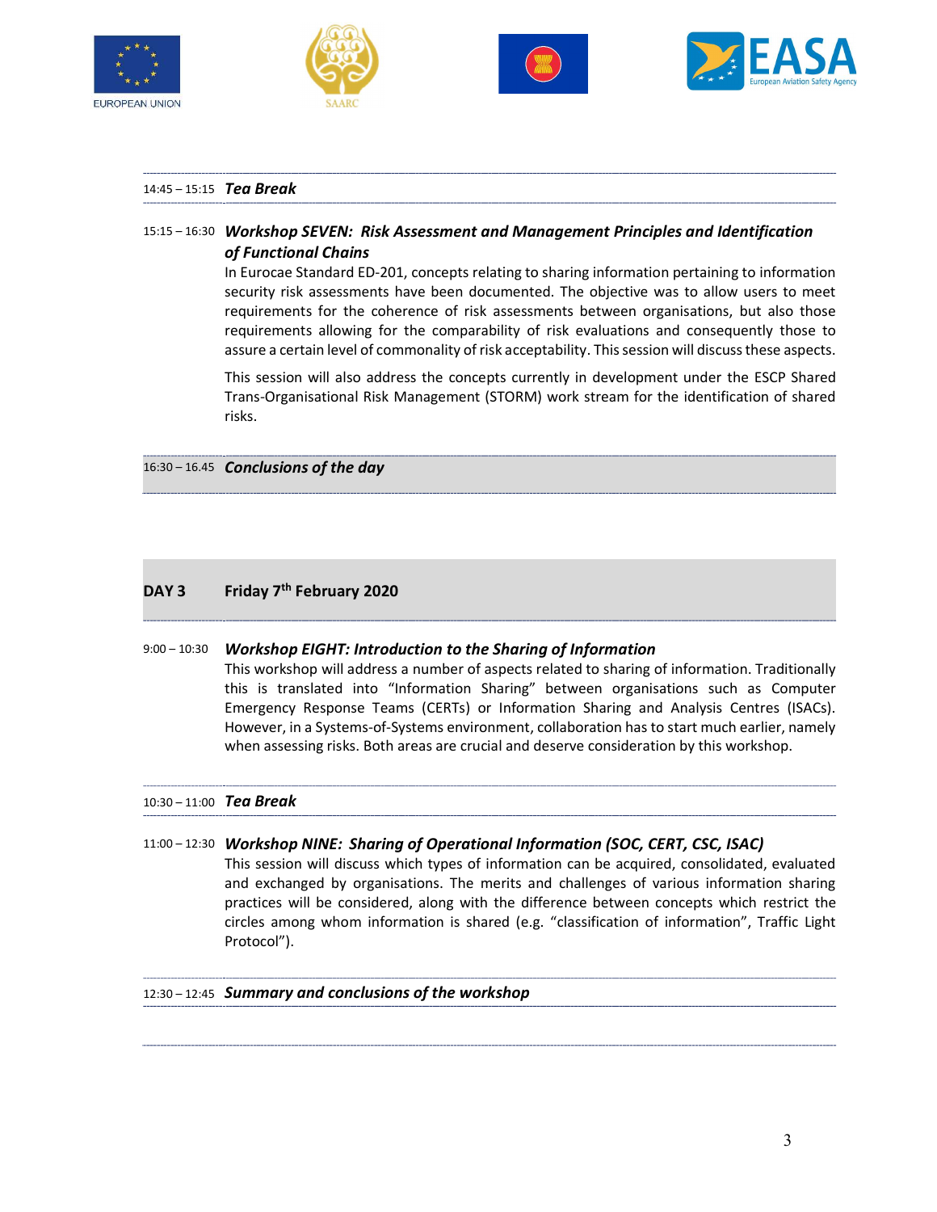14:45 – 15:15 ***Tea Break***

15:15 – 16:30 ***Workshop SEVEN: Risk Assessment and Management Principles and Identification of Functional Chains***

In Eurocae Standard ED-201, concepts relating to sharing information pertaining to information security risk assessments have been documented. The objective was to allow users to meet requirements for the coherence of risk assessments between organisations, but also those requirements allowing for the comparability of risk evaluations and consequently those to assure a certain level of commonality of risk acceptability. This session will discuss these aspects.

This session will also address the concepts currently in development under the ESCP Shared Trans-Organisational Risk Management (STORM) work stream for the identification of shared risks.

16:30 – 16.45 ***Conclusions of the day***

## DAY 3 Friday 7th February 2020

9:00 – 10:30 ***Workshop EIGHT: Introduction to the Sharing of Information***

This workshop will address a number of aspects related to sharing of information. Traditionally this is translated into "Information Sharing" between organisations such as Computer Emergency Response Teams (CERTs) or Information Sharing and Analysis Centres (ISACs). However, in a Systems-of-Systems environment, collaboration has to start much earlier, namely when assessing risks. Both areas are crucial and deserve consideration by this workshop.

10:30 – 11:00 ***Tea Break***

11:00 – 12:30 ***Workshop NINE: Sharing of Operational Information (SOC, CERT, CSC, ISAC)***

This session will discuss which types of information can be acquired, consolidated, evaluated and exchanged by organisations. The merits and challenges of various information sharing practices will be considered, along with the difference between concepts which restrict the circles among whom information is shared (e.g. "classification of information", Traffic Light Protocol").

12:30 – 12:45 ***Summary and conclusions of the workshop***